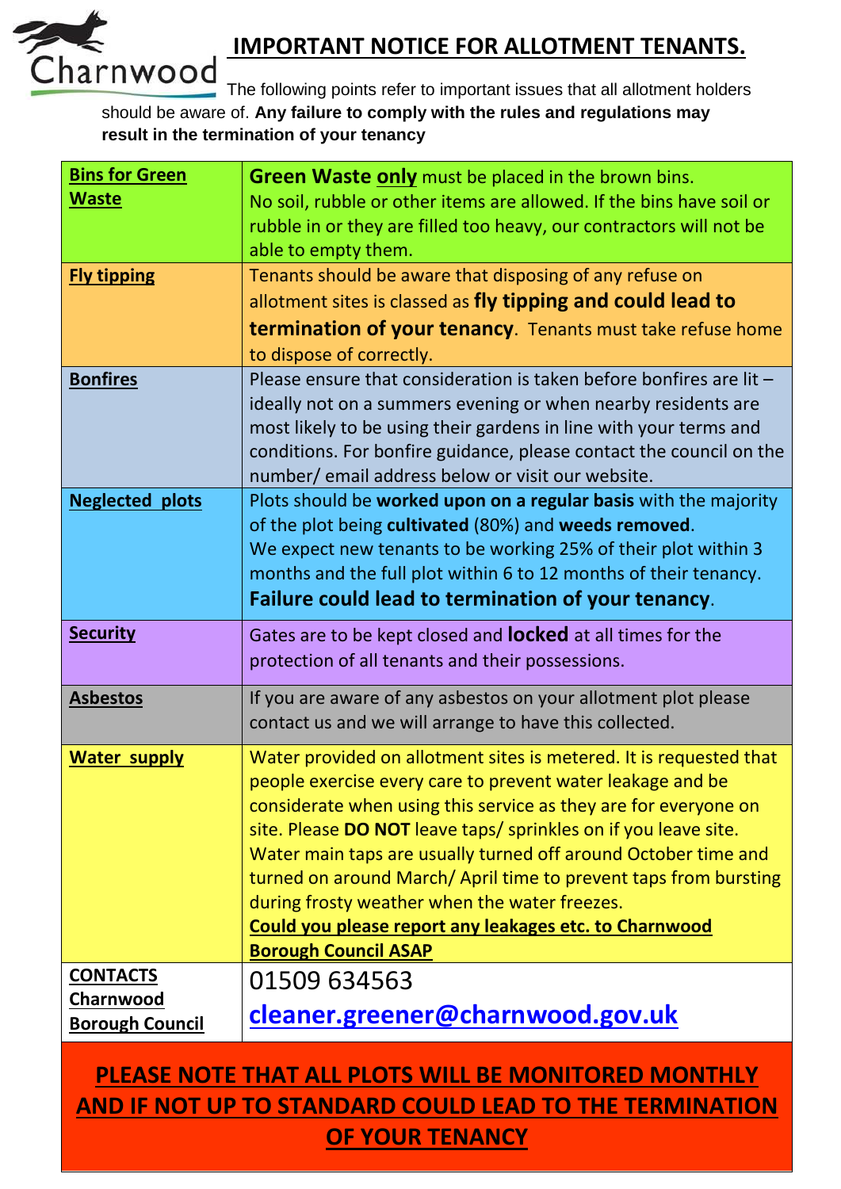# IMPORTANT NOTICE FOR ALLOTMENT TENANTS.

The following points refer to important issues that all allotment holders should be aware of. **Any failure to comply with the rules and regulations may result in the termination of your tenancy**

| | |
|---|---|
| **Bins for Green Waste** | **Green Waste only** must be placed in the brown bins. No soil, rubble or other items are allowed. If the bins have soil or rubble in or they are filled too heavy, our contractors will not be able to empty them. |
| **Fly tipping** | Tenants should be aware that disposing of any refuse on allotment sites is classed as **fly tipping and could lead to termination of your tenancy**. Tenants must take refuse home to dispose of correctly. |
| **Bonfires** | Please ensure that consideration is taken before bonfires are lit – ideally not on a summers evening or when nearby residents are most likely to be using their gardens in line with your terms and conditions. For bonfire guidance, please contact the council on the number/ email address below or visit our website. |
| **Neglected plots** | Plots should be **worked upon on a regular basis** with the majority of the plot being **cultivated** (80%) and **weeds removed**. We expect new tenants to be working 25% of their plot within 3 months and the full plot within 6 to 12 months of their tenancy. **Failure could lead to termination of your tenancy**. |
| **Security** | Gates are to be kept closed and **locked** at all times for the protection of all tenants and their possessions. |
| **Asbestos** | If you are aware of any asbestos on your allotment plot please contact us and we will arrange to have this collected. |
| **Water supply** | Water provided on allotment sites is metered. It is requested that people exercise every care to prevent water leakage and be considerate when using this service as they are for everyone on site. Please **DO NOT** leave taps/ sprinkles on if you leave site. Water main taps are usually turned off around October time and turned on around March/ April time to prevent taps from bursting during frosty weather when the water freezes. **Could you please report any leakages etc. to Charnwood Borough Council ASAP** |
| **CONTACTS Charnwood Borough Council** | 01509 634563 cleaner.greener@charnwood.gov.uk |

**PLEASE NOTE THAT ALL PLOTS WILL BE MONITORED MONTHLY AND IF NOT UP TO STANDARD COULD LEAD TO THE TERMINATION OF YOUR TENANCY**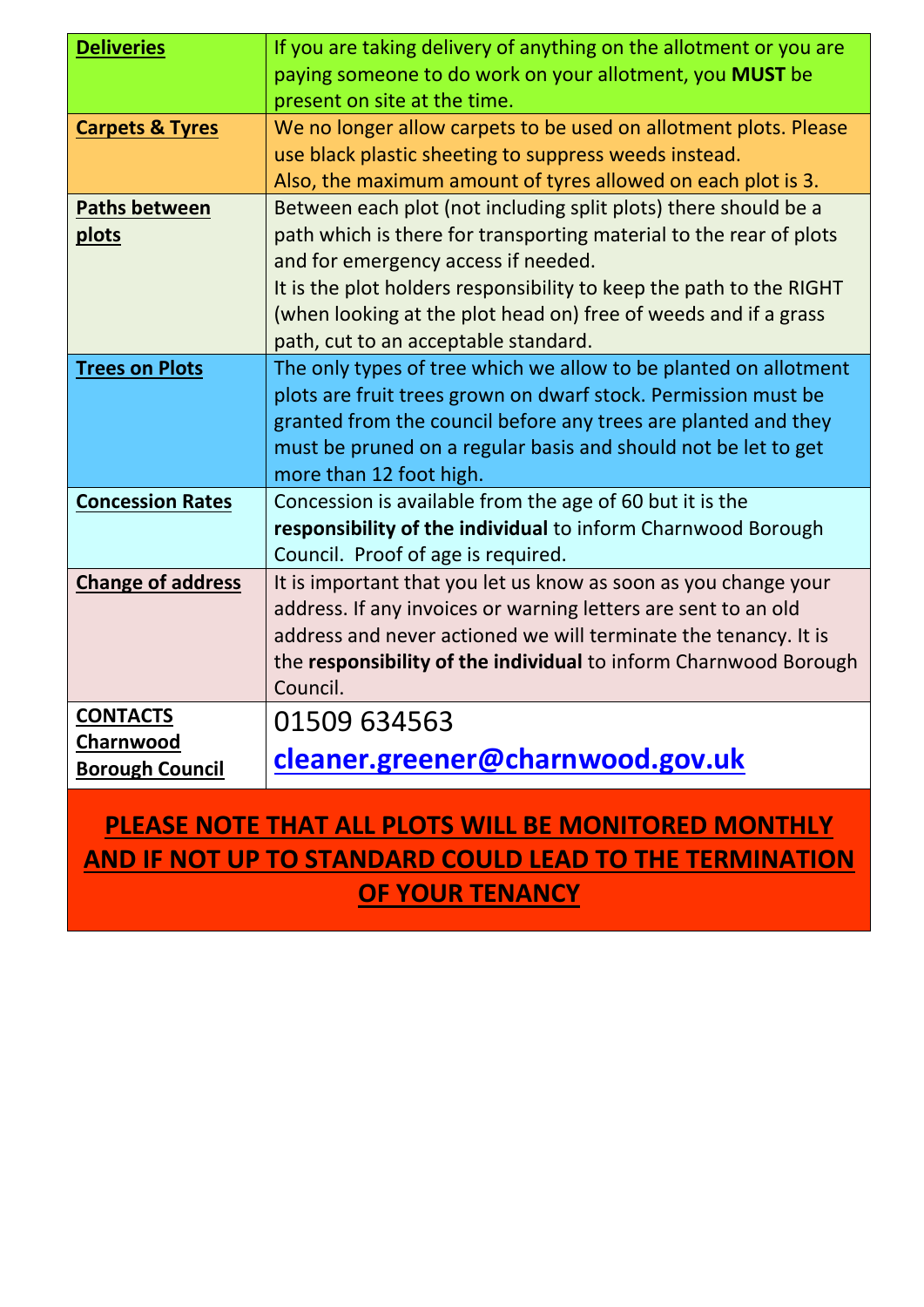| | |
|---|---|
| **Deliveries** | If you are taking delivery of anything on the allotment or you are paying someone to do work on your allotment, you **MUST** be present on site at the time. |
| **Carpets & Tyres** | We no longer allow carpets to be used on allotment plots. Please use black plastic sheeting to suppress weeds instead.<br>Also, the maximum amount of tyres allowed on each plot is 3. |
| **Paths between plots** | Between each plot (not including split plots) there should be a path which is there for transporting material to the rear of plots and for emergency access if needed.<br>It is the plot holders responsibility to keep the path to the RIGHT (when looking at the plot head on) free of weeds and if a grass path, cut to an acceptable standard. |
| **Trees on Plots** | The only types of tree which we allow to be planted on allotment plots are fruit trees grown on dwarf stock. Permission must be granted from the council before any trees are planted and they must be pruned on a regular basis and should not be let to get more than 12 foot high. |
| **Concession Rates** | Concession is available from the age of 60 but it is the **responsibility of the individual** to inform Charnwood Borough Council. Proof of age is required. |
| **Change of address** | It is important that you let us know as soon as you change your address. If any invoices or warning letters are sent to an old address and never actioned we will terminate the tenancy. It is the **responsibility of the individual** to inform Charnwood Borough Council. |
| **CONTACTS Charnwood Borough Council** | 01509 634563<br>**cleaner.greener@charnwood.gov.uk** |

**PLEASE NOTE THAT ALL PLOTS WILL BE MONITORED MONTHLY AND IF NOT UP TO STANDARD COULD LEAD TO THE TERMINATION OF YOUR TENANCY**